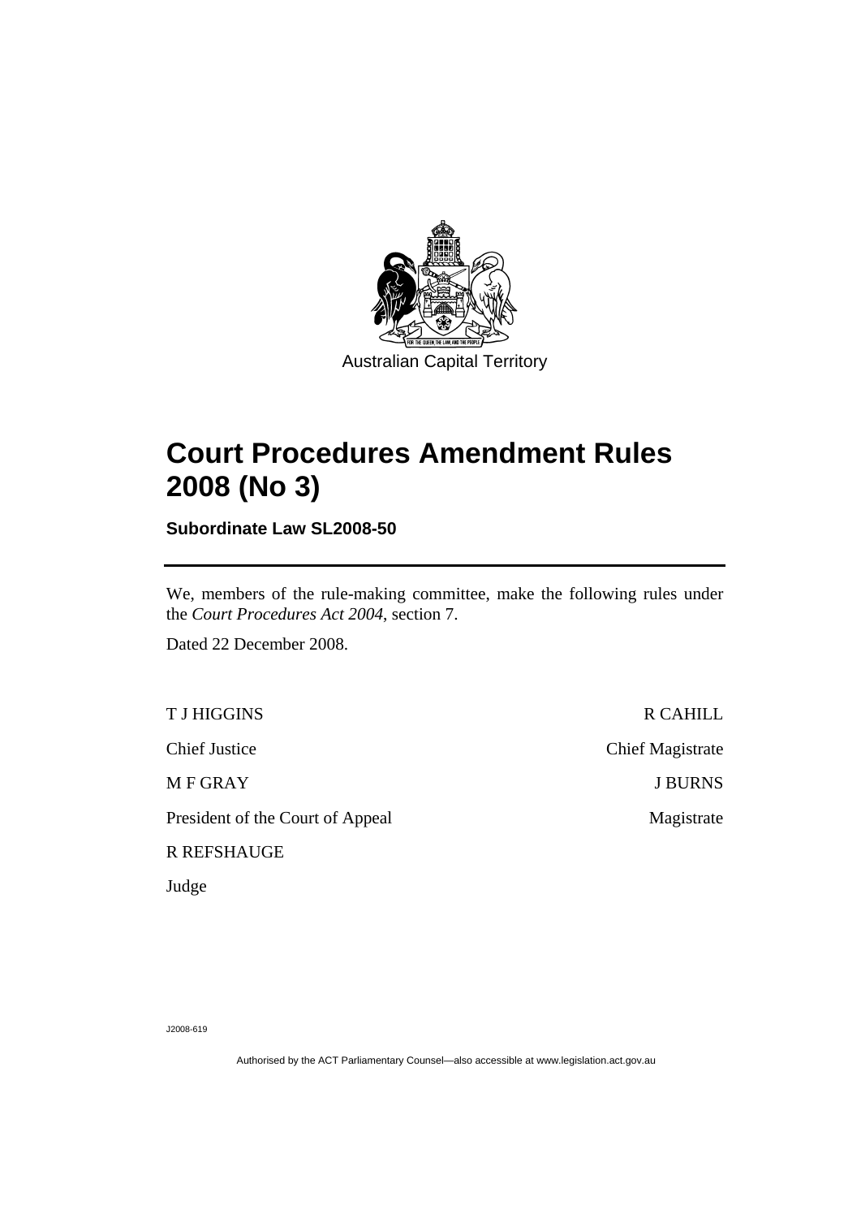Australian Capital Territory

# Court Procedures Amendment Rules 2008 (No 3)

**Subordinate Law SL2008-50**

We, members of the rule-making committee, make the following rules under the *Court Procedures Act 2004*, section 7.

Dated 22 December 2008.

T J HIGGINS

Chief Justice

M F GRAY

President of the Court of Appeal

R REFSHAUGE

Judge

R CAHILL

Chief Magistrate

J BURNS

Magistrate

J2008-619

Authorised by the ACT Parliamentary Counsel—also accessible at www.legislation.act.gov.au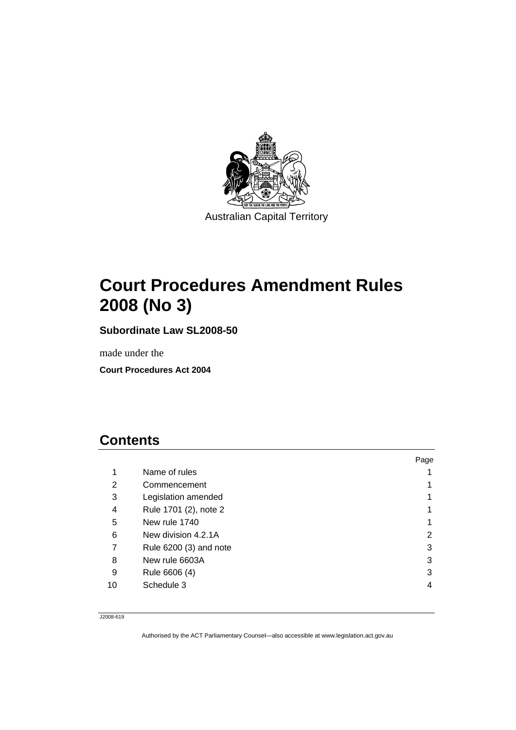Australian Capital Territory

# Court Procedures Amendment Rules 2008 (No 3)

**Subordinate Law SL2008-50**

made under the

**Court Procedures Act 2004**

## Contents

| | | Page |
|---|---|---|
| 1 | Name of rules | 1 |
| 2 | Commencement | 1 |
| 3 | Legislation amended | 1 |
| 4 | Rule 1701 (2), note 2 | 1 |
| 5 | New rule 1740 | 1 |
| 6 | New division 4.2.1A | 2 |
| 7 | Rule 6200 (3) and note | 3 |
| 8 | New rule 6603A | 3 |
| 9 | Rule 6606 (4) | 3 |
| 10 | Schedule 3 | 4 |

J2008-619

Authorised by the ACT Parliamentary Counsel—also accessible at www.legislation.act.gov.au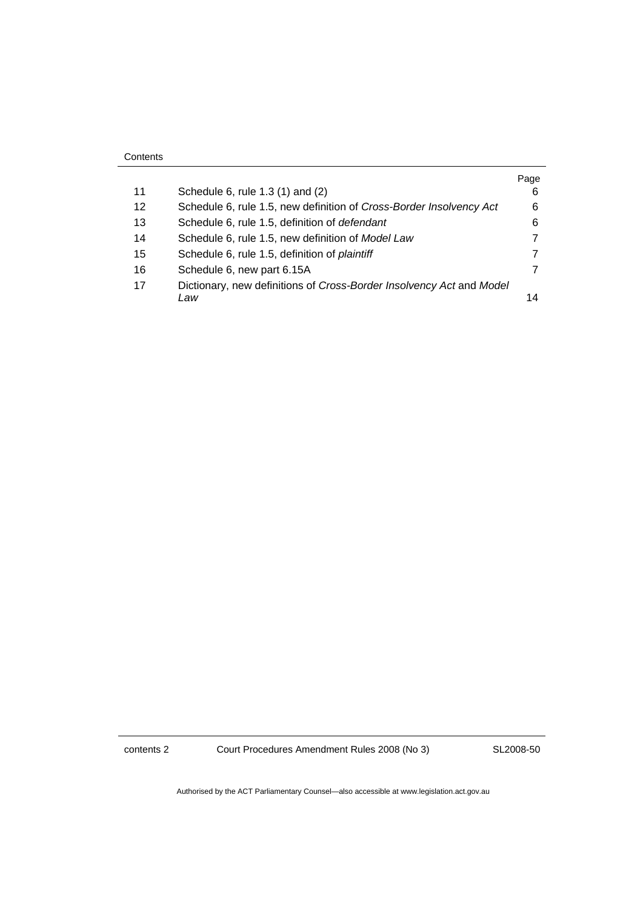Contents

| | | Page |
|---|---|---|
| 11 | Schedule 6, rule 1.3 (1) and (2) | 6 |
| 12 | Schedule 6, rule 1.5, new definition of *Cross-Border Insolvency Act* | 6 |
| 13 | Schedule 6, rule 1.5, definition of *defendant* | 6 |
| 14 | Schedule 6, rule 1.5, new definition of *Model Law* | 7 |
| 15 | Schedule 6, rule 1.5, definition of *plaintiff* | 7 |
| 16 | Schedule 6, new part 6.15A | 7 |
| 17 | Dictionary, new definitions of *Cross-Border Insolvency Act* and *Model Law* | 14 |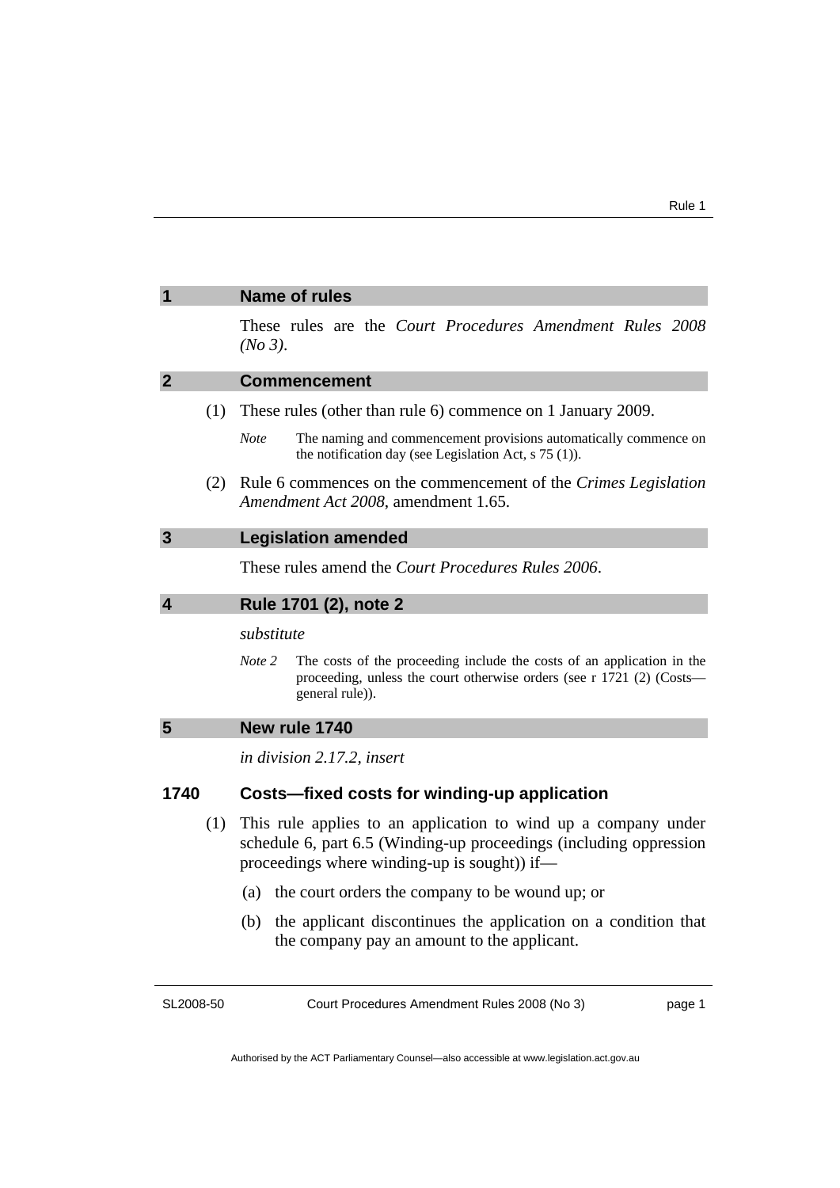## 1 Name of rules

These rules are the *Court Procedures Amendment Rules 2008 (No 3)*.

## 2 Commencement

(1) These rules (other than rule 6) commence on 1 January 2009.

*Note* The naming and commencement provisions automatically commence on the notification day (see Legislation Act, s 75 (1)).

(2) Rule 6 commences on the commencement of the *Crimes Legislation Amendment Act 2008*, amendment 1.65.

## 3 Legislation amended

These rules amend the *Court Procedures Rules 2006*.

## 4 Rule 1701 (2), note 2

*substitute*

*Note 2* The costs of the proceeding include the costs of an application in the proceeding, unless the court otherwise orders (see r 1721 (2) (Costs—general rule)).

## 5 New rule 1740

*in division 2.17.2, insert*

### 1740 Costs—fixed costs for winding-up application

(1) This rule applies to an application to wind up a company under schedule 6, part 6.5 (Winding-up proceedings (including oppression proceedings where winding-up is sought)) if—

(a) the court orders the company to be wound up; or

(b) the applicant discontinues the application on a condition that the company pay an amount to the applicant.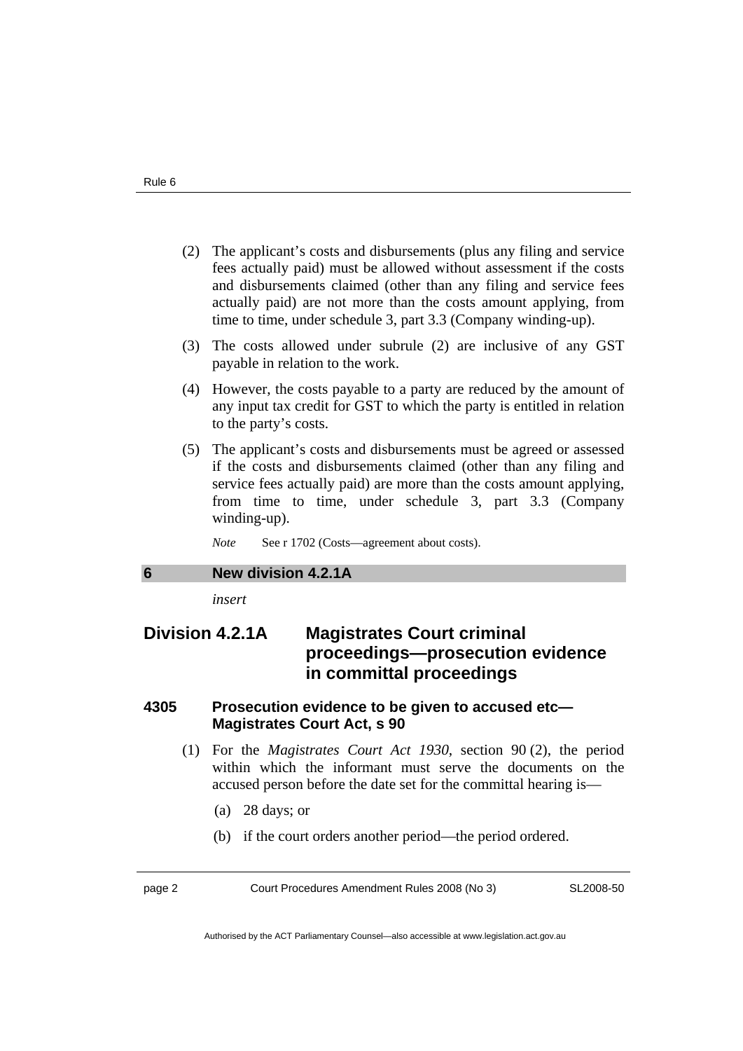(2) The applicant's costs and disbursements (plus any filing and service fees actually paid) must be allowed without assessment if the costs and disbursements claimed (other than any filing and service fees actually paid) are not more than the costs amount applying, from time to time, under schedule 3, part 3.3 (Company winding-up).

(3) The costs allowed under subrule (2) are inclusive of any GST payable in relation to the work.

(4) However, the costs payable to a party are reduced by the amount of any input tax credit for GST to which the party is entitled in relation to the party's costs.

(5) The applicant's costs and disbursements must be agreed or assessed if the costs and disbursements claimed (other than any filing and service fees actually paid) are more than the costs amount applying, from time to time, under schedule 3, part 3.3 (Company winding-up).

*Note* See r 1702 (Costs—agreement about costs).

## 6 New division 4.2.1A

*insert*

# Division 4.2.1A Magistrates Court criminal proceedings—prosecution evidence in committal proceedings

### 4305 Prosecution evidence to be given to accused etc—Magistrates Court Act, s 90

(1) For the *Magistrates Court Act 1930*, section 90 (2), the period within which the informant must serve the documents on the accused person before the date set for the committal hearing is—

(a) 28 days; or

(b) if the court orders another period—the period ordered.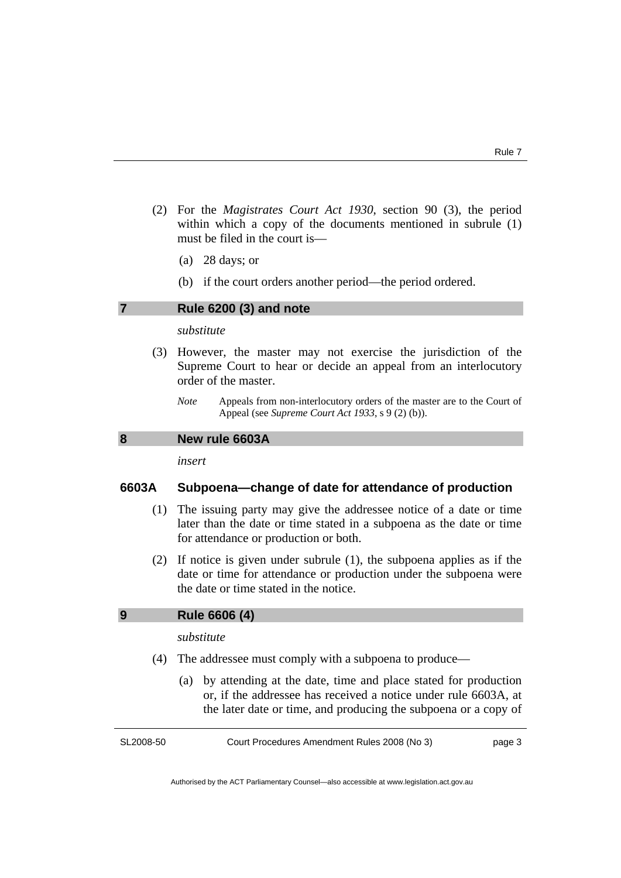(2) For the *Magistrates Court Act 1930*, section 90 (3), the period within which a copy of the documents mentioned in subrule (1) must be filed in the court is—

(a) 28 days; or

(b) if the court orders another period—the period ordered.

## 7 Rule 6200 (3) and note

*substitute*

(3) However, the master may not exercise the jurisdiction of the Supreme Court to hear or decide an appeal from an interlocutory order of the master.

*Note* Appeals from non-interlocutory orders of the master are to the Court of Appeal (see *Supreme Court Act 1933*, s 9 (2) (b)).

## 8 New rule 6603A

*insert*

### 6603A Subpoena—change of date for attendance of production

(1) The issuing party may give the addressee notice of a date or time later than the date or time stated in a subpoena as the date or time for attendance or production or both.

(2) If notice is given under subrule (1), the subpoena applies as if the date or time for attendance or production under the subpoena were the date or time stated in the notice.

## 9 Rule 6606 (4)

*substitute*

(4) The addressee must comply with a subpoena to produce—

(a) by attending at the date, time and place stated for production or, if the addressee has received a notice under rule 6603A, at the later date or time, and producing the subpoena or a copy of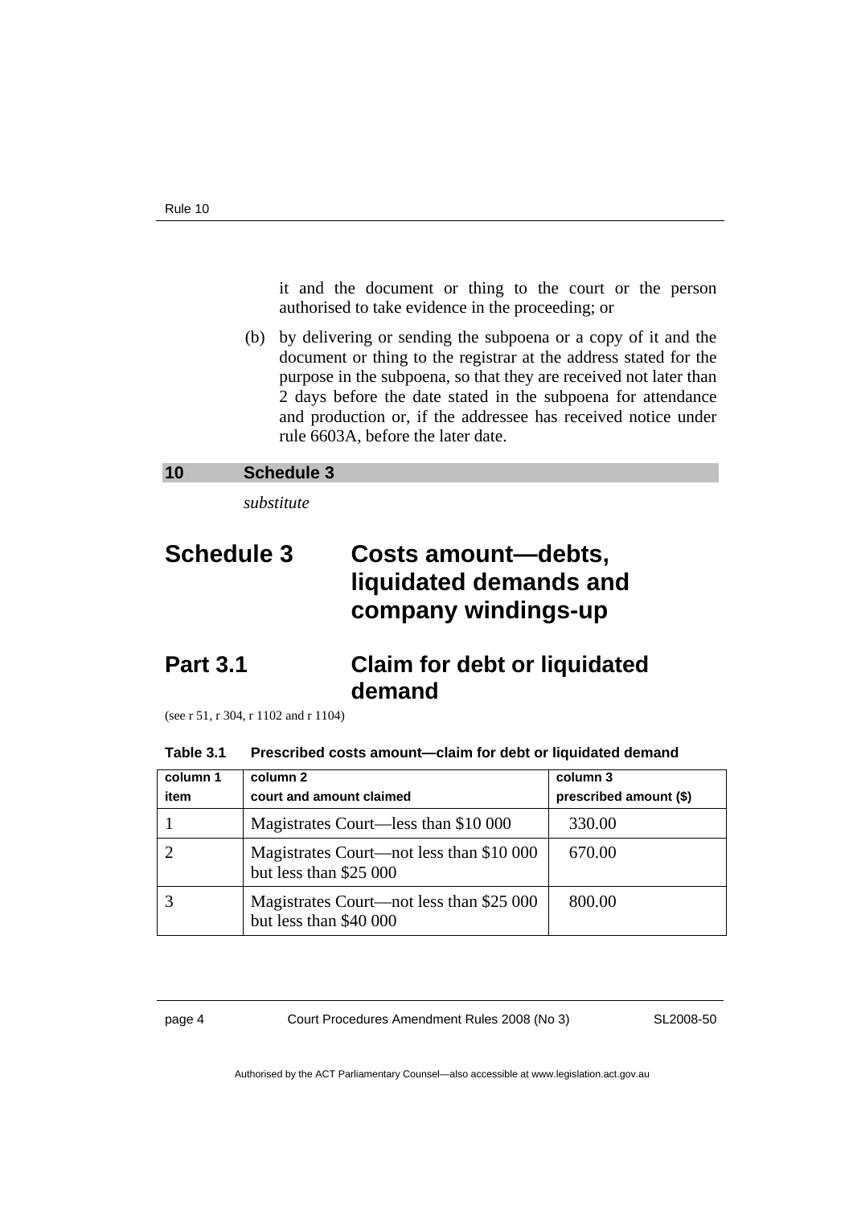it and the document or thing to the court or the person authorised to take evidence in the proceeding; or

(b) by delivering or sending the subpoena or a copy of it and the document or thing to the registrar at the address stated for the purpose in the subpoena, so that they are received not later than 2 days before the date stated in the subpoena for attendance and production or, if the addressee has received notice under rule 6603A, before the later date.

## 10 Schedule 3

*substitute*

# Schedule 3 Costs amount—debts, liquidated demands and company windings-up

## Part 3.1 Claim for debt or liquidated demand

(see r 51, r 304, r 1102 and r 1104)

**Table 3.1 Prescribed costs amount—claim for debt or liquidated demand**

| column 1<br>item | column 2<br>court and amount claimed | column 3<br>prescribed amount ($) |
|---|---|---|
| 1 | Magistrates Court—less than $10 000 | 330.00 |
| 2 | Magistrates Court—not less than $10 000 but less than $25 000 | 670.00 |
| 3 | Magistrates Court—not less than $25 000 but less than $40 000 | 800.00 |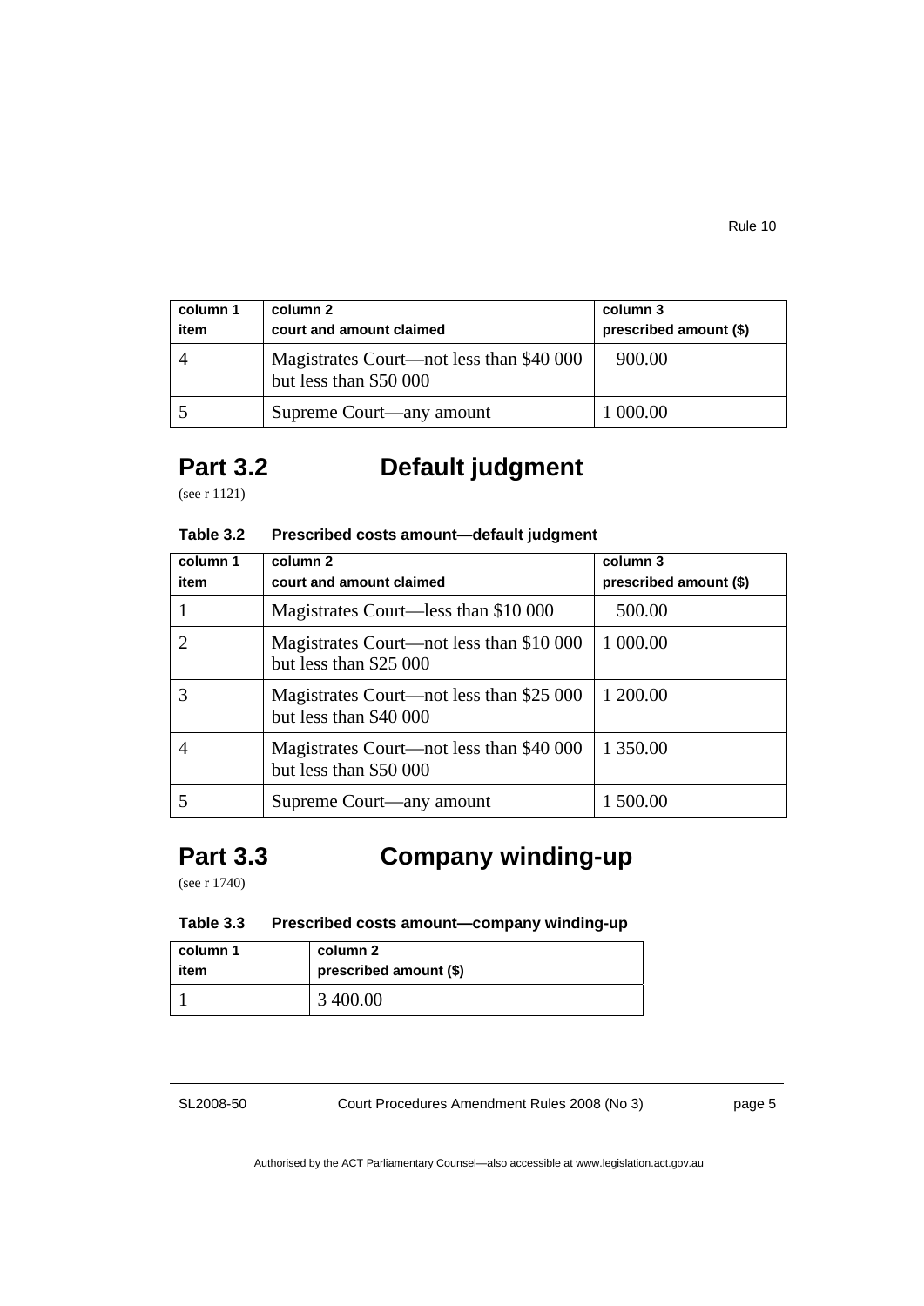| column 1 item | column 2 court and amount claimed | column 3 prescribed amount ($) |
|---|---|---|
| 4 | Magistrates Court—not less than $40 000 but less than $50 000 | 900.00 |
| 5 | Supreme Court—any amount | 1 000.00 |

## Part 3.2 Default judgment

(see r 1121)

**Table 3.2 Prescribed costs amount—default judgment**

| column 1 item | column 2 court and amount claimed | column 3 prescribed amount ($) |
|---|---|---|
| 1 | Magistrates Court—less than $10 000 | 500.00 |
| 2 | Magistrates Court—not less than $10 000 but less than $25 000 | 1 000.00 |
| 3 | Magistrates Court—not less than $25 000 but less than $40 000 | 1 200.00 |
| 4 | Magistrates Court—not less than $40 000 but less than $50 000 | 1 350.00 |
| 5 | Supreme Court—any amount | 1 500.00 |

## Part 3.3 Company winding-up

(see r 1740)

**Table 3.3 Prescribed costs amount—company winding-up**

| column 1 item | column 2 prescribed amount ($) |
|---|---|
| 1 | 3 400.00 |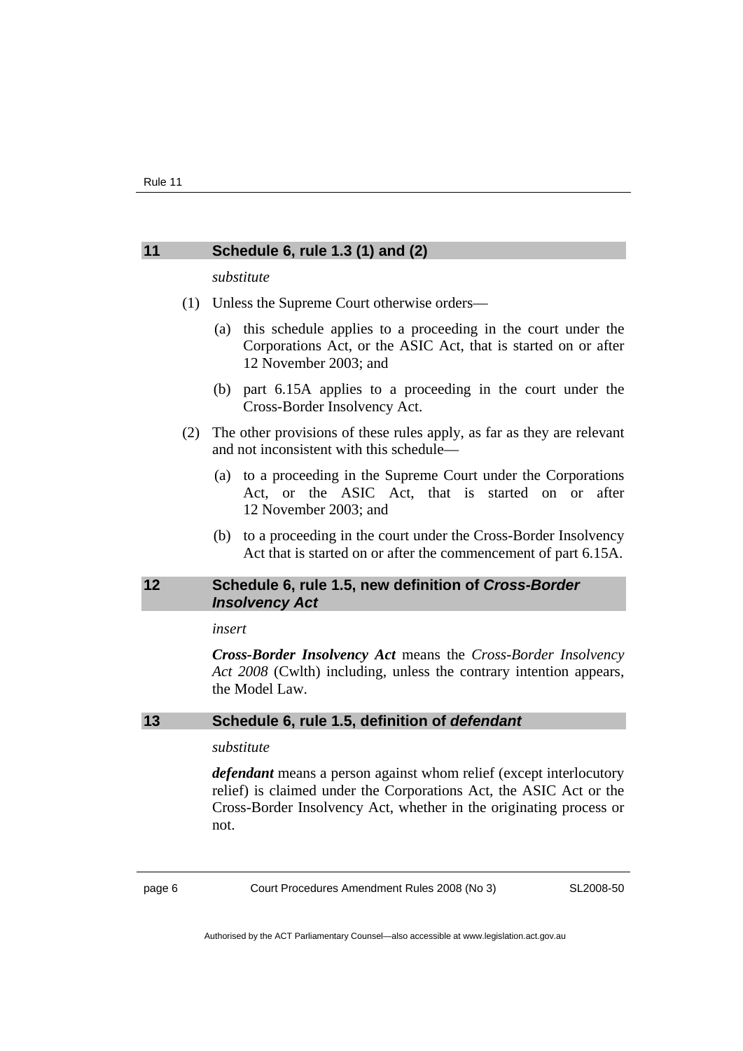## 11 Schedule 6, rule 1.3 (1) and (2)

*substitute*

(1) Unless the Supreme Court otherwise orders—

(a) this schedule applies to a proceeding in the court under the Corporations Act, or the ASIC Act, that is started on or after 12 November 2003; and

(b) part 6.15A applies to a proceeding in the court under the Cross-Border Insolvency Act.

(2) The other provisions of these rules apply, as far as they are relevant and not inconsistent with this schedule—

(a) to a proceeding in the Supreme Court under the Corporations Act, or the ASIC Act, that is started on or after 12 November 2003; and

(b) to a proceeding in the court under the Cross-Border Insolvency Act that is started on or after the commencement of part 6.15A.

## 12 Schedule 6, rule 1.5, new definition of *Cross-Border Insolvency Act*

*insert*

***Cross-Border Insolvency Act*** means the *Cross-Border Insolvency Act 2008* (Cwlth) including, unless the contrary intention appears, the Model Law.

## 13 Schedule 6, rule 1.5, definition of *defendant*

*substitute*

***defendant*** means a person against whom relief (except interlocutory relief) is claimed under the Corporations Act, the ASIC Act or the Cross-Border Insolvency Act, whether in the originating process or not.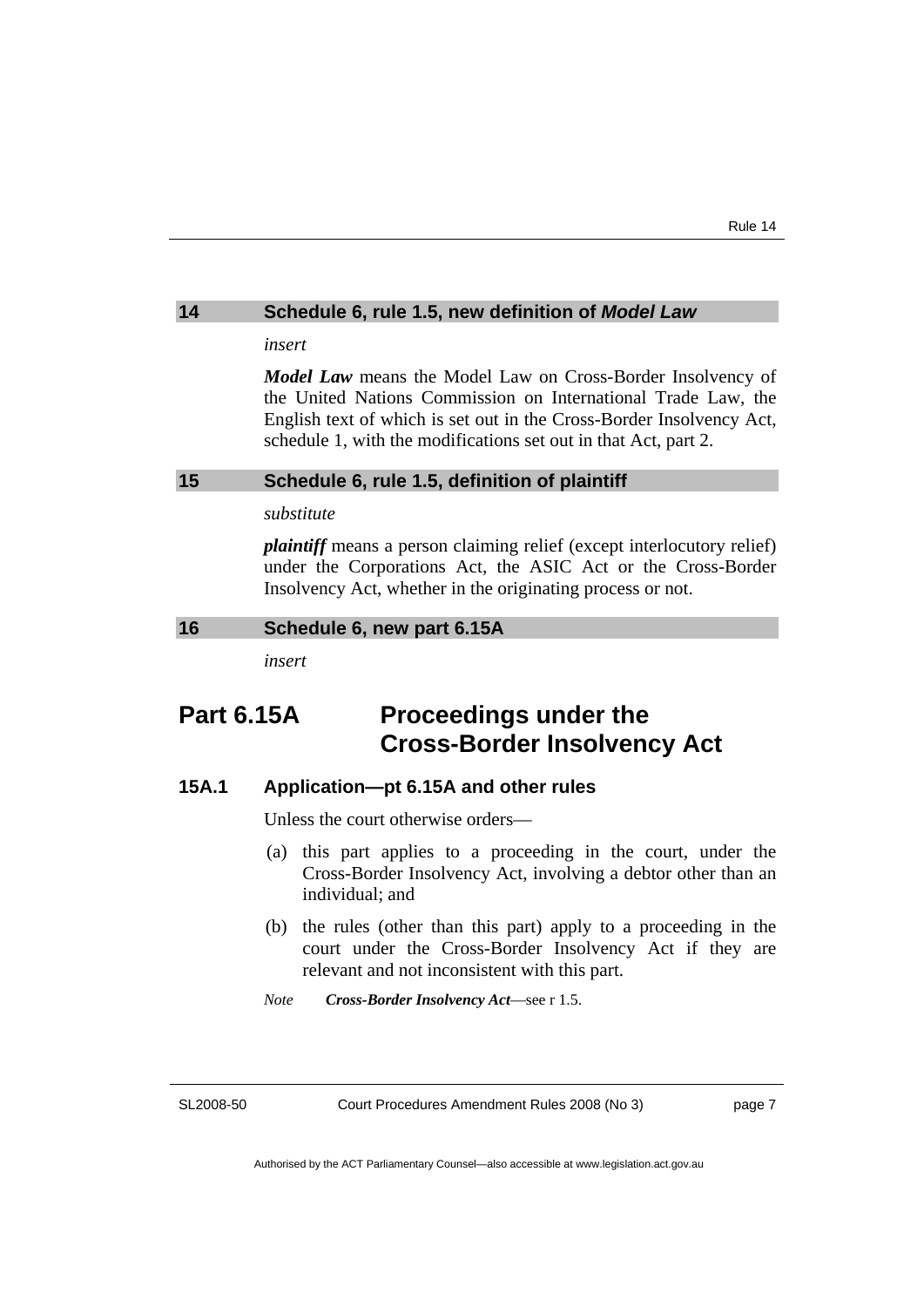### 14 Schedule 6, rule 1.5, new definition of *Model Law*

*insert*

***Model Law*** means the Model Law on Cross-Border Insolvency of the United Nations Commission on International Trade Law, the English text of which is set out in the Cross-Border Insolvency Act, schedule 1, with the modifications set out in that Act, part 2.

### 15 Schedule 6, rule 1.5, definition of plaintiff

*substitute*

***plaintiff*** means a person claiming relief (except interlocutory relief) under the Corporations Act, the ASIC Act or the Cross-Border Insolvency Act, whether in the originating process or not.

### 16 Schedule 6, new part 6.15A

*insert*

## Part 6.15A Proceedings under the Cross-Border Insolvency Act

### 15A.1 Application—pt 6.15A and other rules

Unless the court otherwise orders—

(a) this part applies to a proceeding in the court, under the Cross-Border Insolvency Act, involving a debtor other than an individual; and

(b) the rules (other than this part) apply to a proceeding in the court under the Cross-Border Insolvency Act if they are relevant and not inconsistent with this part.

*Note* ***Cross-Border Insolvency Act***—see r 1.5.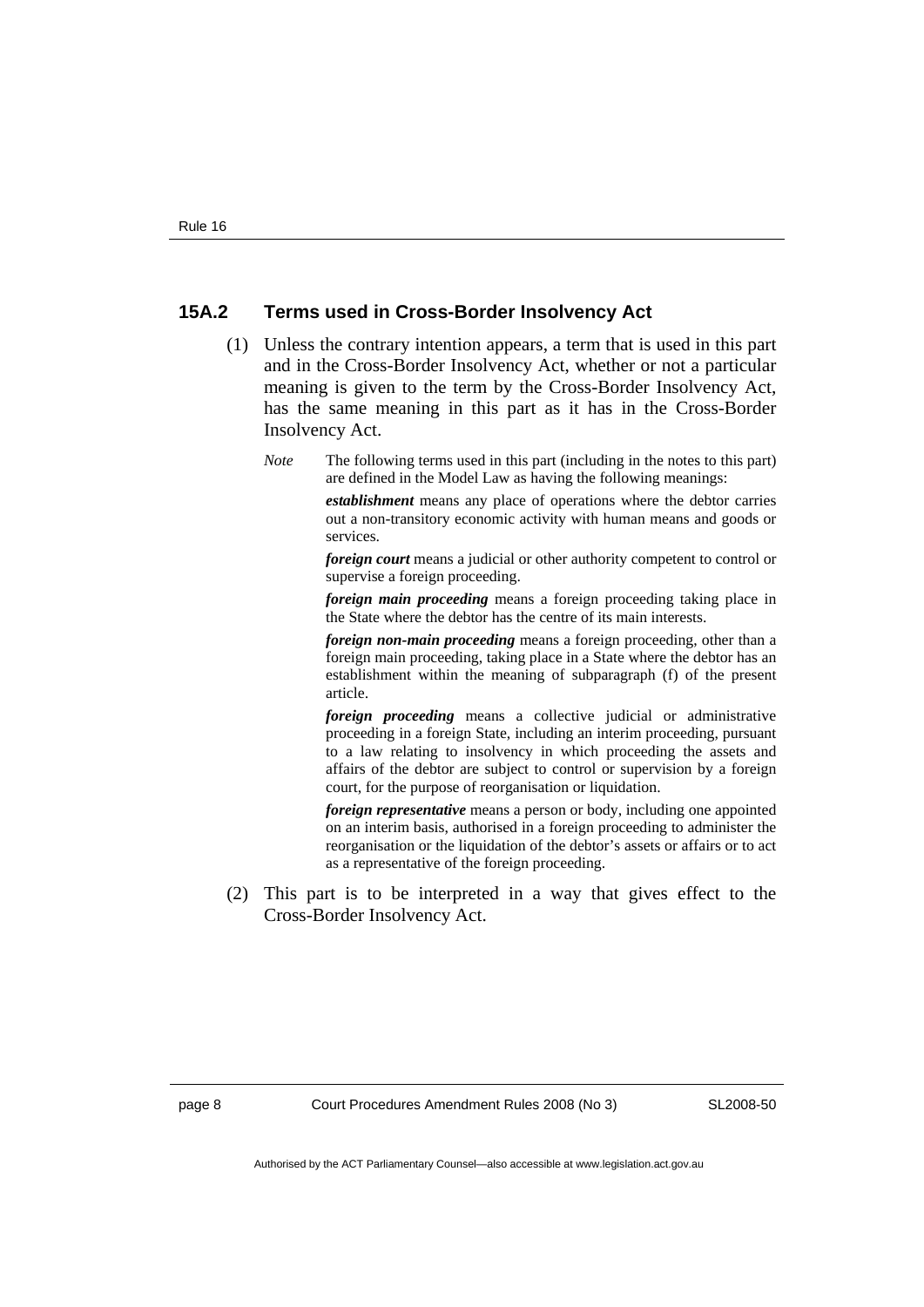### 15A.2 Terms used in Cross-Border Insolvency Act

(1) Unless the contrary intention appears, a term that is used in this part and in the Cross-Border Insolvency Act, whether or not a particular meaning is given to the term by the Cross-Border Insolvency Act, has the same meaning in this part as it has in the Cross-Border Insolvency Act.

*Note* The following terms used in this part (including in the notes to this part) are defined in the Model Law as having the following meanings:

***establishment*** means any place of operations where the debtor carries out a non-transitory economic activity with human means and goods or services.

***foreign court*** means a judicial or other authority competent to control or supervise a foreign proceeding.

***foreign main proceeding*** means a foreign proceeding taking place in the State where the debtor has the centre of its main interests.

***foreign non-main proceeding*** means a foreign proceeding, other than a foreign main proceeding, taking place in a State where the debtor has an establishment within the meaning of subparagraph (f) of the present article.

***foreign proceeding*** means a collective judicial or administrative proceeding in a foreign State, including an interim proceeding, pursuant to a law relating to insolvency in which proceeding the assets and affairs of the debtor are subject to control or supervision by a foreign court, for the purpose of reorganisation or liquidation.

***foreign representative*** means a person or body, including one appointed on an interim basis, authorised in a foreign proceeding to administer the reorganisation or the liquidation of the debtor's assets or affairs or to act as a representative of the foreign proceeding.

(2) This part is to be interpreted in a way that gives effect to the Cross-Border Insolvency Act.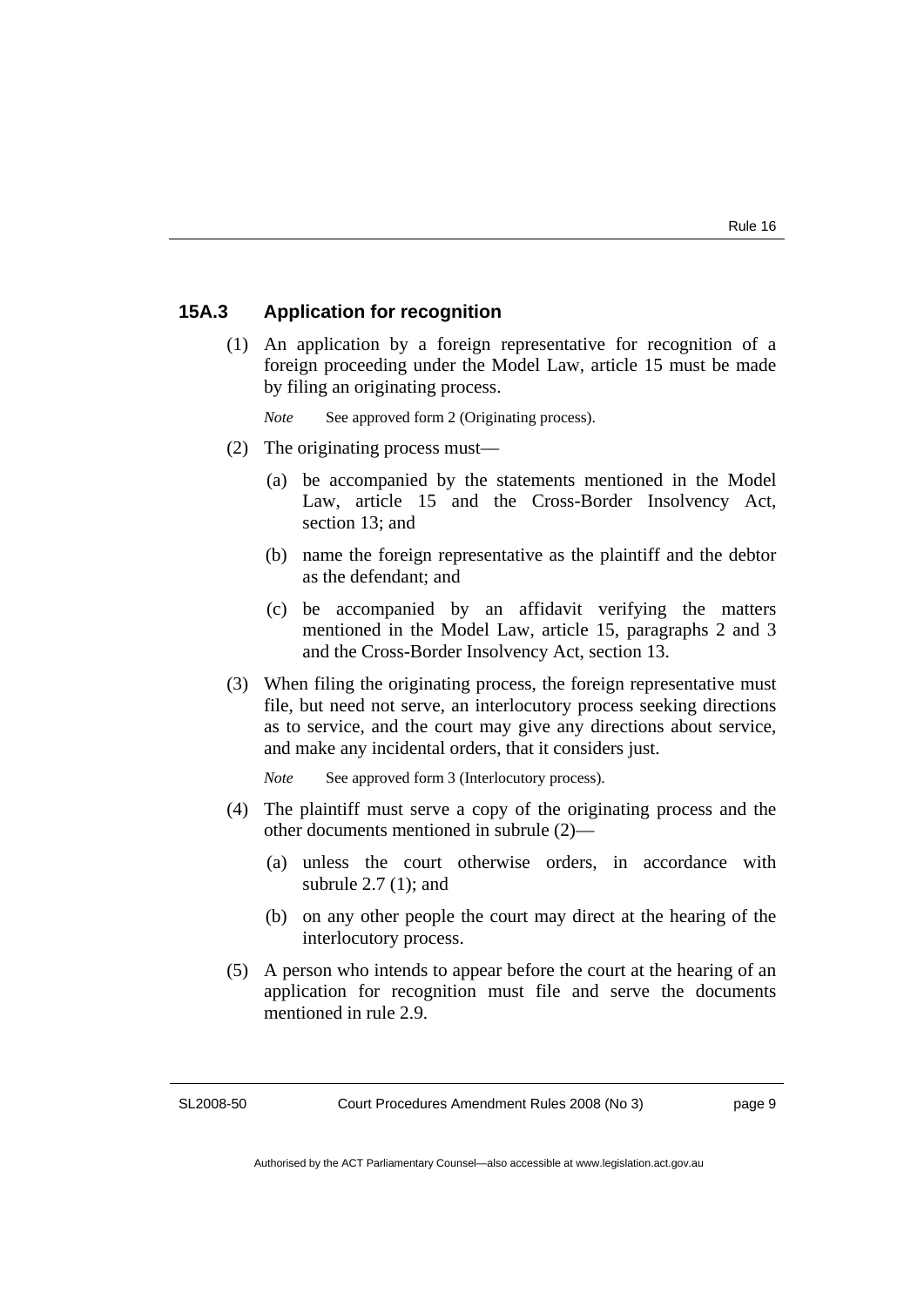### 15A.3 Application for recognition

(1) An application by a foreign representative for recognition of a foreign proceeding under the Model Law, article 15 must be made by filing an originating process.

*Note* See approved form 2 (Originating process).

(2) The originating process must—

(a) be accompanied by the statements mentioned in the Model Law, article 15 and the Cross-Border Insolvency Act, section 13; and

(b) name the foreign representative as the plaintiff and the debtor as the defendant; and

(c) be accompanied by an affidavit verifying the matters mentioned in the Model Law, article 15, paragraphs 2 and 3 and the Cross-Border Insolvency Act, section 13.

(3) When filing the originating process, the foreign representative must file, but need not serve, an interlocutory process seeking directions as to service, and the court may give any directions about service, and make any incidental orders, that it considers just.

*Note* See approved form 3 (Interlocutory process).

(4) The plaintiff must serve a copy of the originating process and the other documents mentioned in subrule (2)—

(a) unless the court otherwise orders, in accordance with subrule 2.7 (1); and

(b) on any other people the court may direct at the hearing of the interlocutory process.

(5) A person who intends to appear before the court at the hearing of an application for recognition must file and serve the documents mentioned in rule 2.9.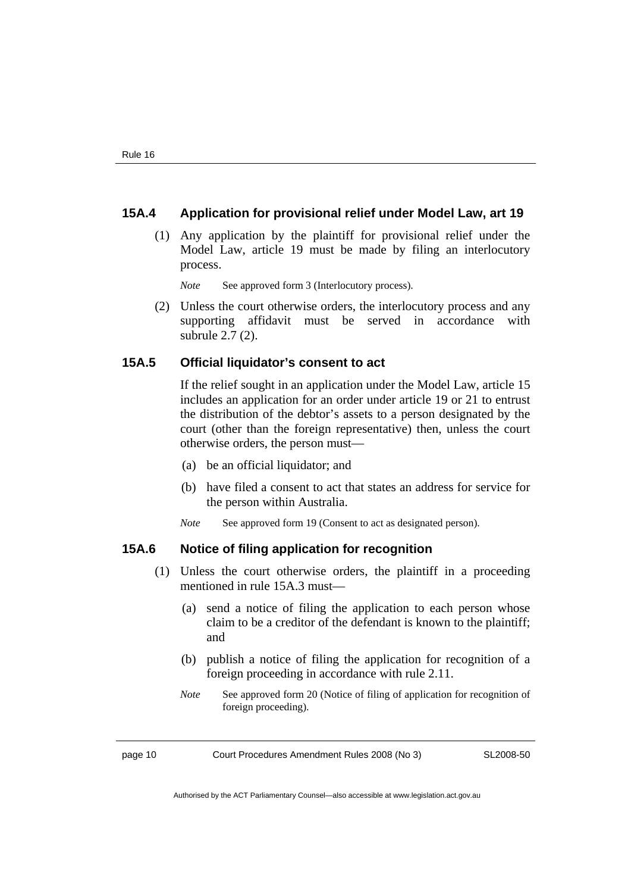### 15A.4 Application for provisional relief under Model Law, art 19

(1) Any application by the plaintiff for provisional relief under the Model Law, article 19 must be made by filing an interlocutory process.

*Note* See approved form 3 (Interlocutory process).

(2) Unless the court otherwise orders, the interlocutory process and any supporting affidavit must be served in accordance with subrule 2.7 (2).

### 15A.5 Official liquidator's consent to act

If the relief sought in an application under the Model Law, article 15 includes an application for an order under article 19 or 21 to entrust the distribution of the debtor's assets to a person designated by the court (other than the foreign representative) then, unless the court otherwise orders, the person must—

(a) be an official liquidator; and

(b) have filed a consent to act that states an address for service for the person within Australia.

*Note* See approved form 19 (Consent to act as designated person).

### 15A.6 Notice of filing application for recognition

(1) Unless the court otherwise orders, the plaintiff in a proceeding mentioned in rule 15A.3 must—

(a) send a notice of filing the application to each person whose claim to be a creditor of the defendant is known to the plaintiff; and

(b) publish a notice of filing the application for recognition of a foreign proceeding in accordance with rule 2.11.

*Note* See approved form 20 (Notice of filing of application for recognition of foreign proceeding).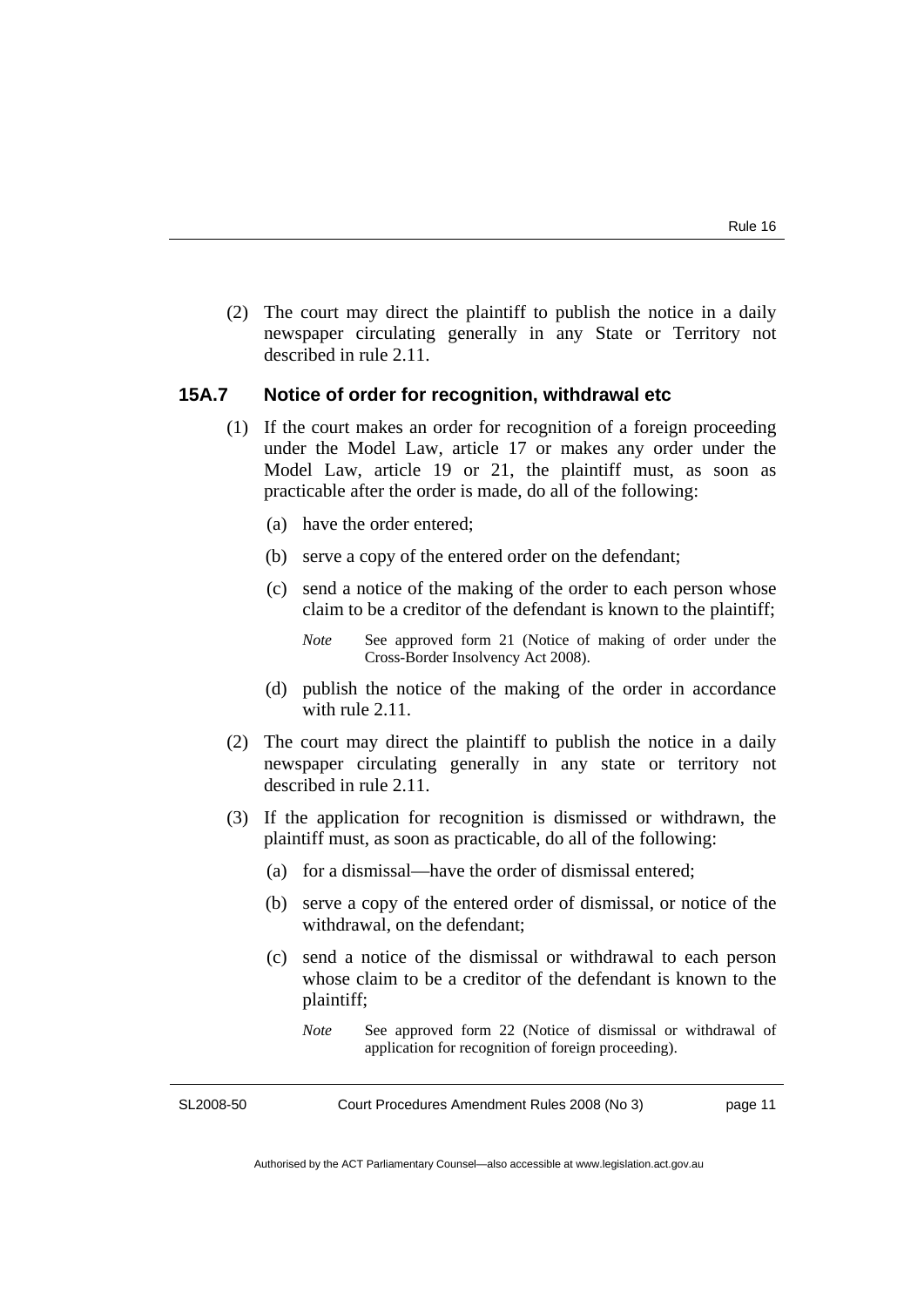(2) The court may direct the plaintiff to publish the notice in a daily newspaper circulating generally in any State or Territory not described in rule 2.11.

### 15A.7 Notice of order for recognition, withdrawal etc

(1) If the court makes an order for recognition of a foreign proceeding under the Model Law, article 17 or makes any order under the Model Law, article 19 or 21, the plaintiff must, as soon as practicable after the order is made, do all of the following:

(a) have the order entered;

(b) serve a copy of the entered order on the defendant;

(c) send a notice of the making of the order to each person whose claim to be a creditor of the defendant is known to the plaintiff;

*Note* See approved form 21 (Notice of making of order under the Cross-Border Insolvency Act 2008).

(d) publish the notice of the making of the order in accordance with rule 2.11.

(2) The court may direct the plaintiff to publish the notice in a daily newspaper circulating generally in any state or territory not described in rule 2.11.

(3) If the application for recognition is dismissed or withdrawn, the plaintiff must, as soon as practicable, do all of the following:

(a) for a dismissal—have the order of dismissal entered;

(b) serve a copy of the entered order of dismissal, or notice of the withdrawal, on the defendant;

(c) send a notice of the dismissal or withdrawal to each person whose claim to be a creditor of the defendant is known to the plaintiff;

*Note* See approved form 22 (Notice of dismissal or withdrawal of application for recognition of foreign proceeding).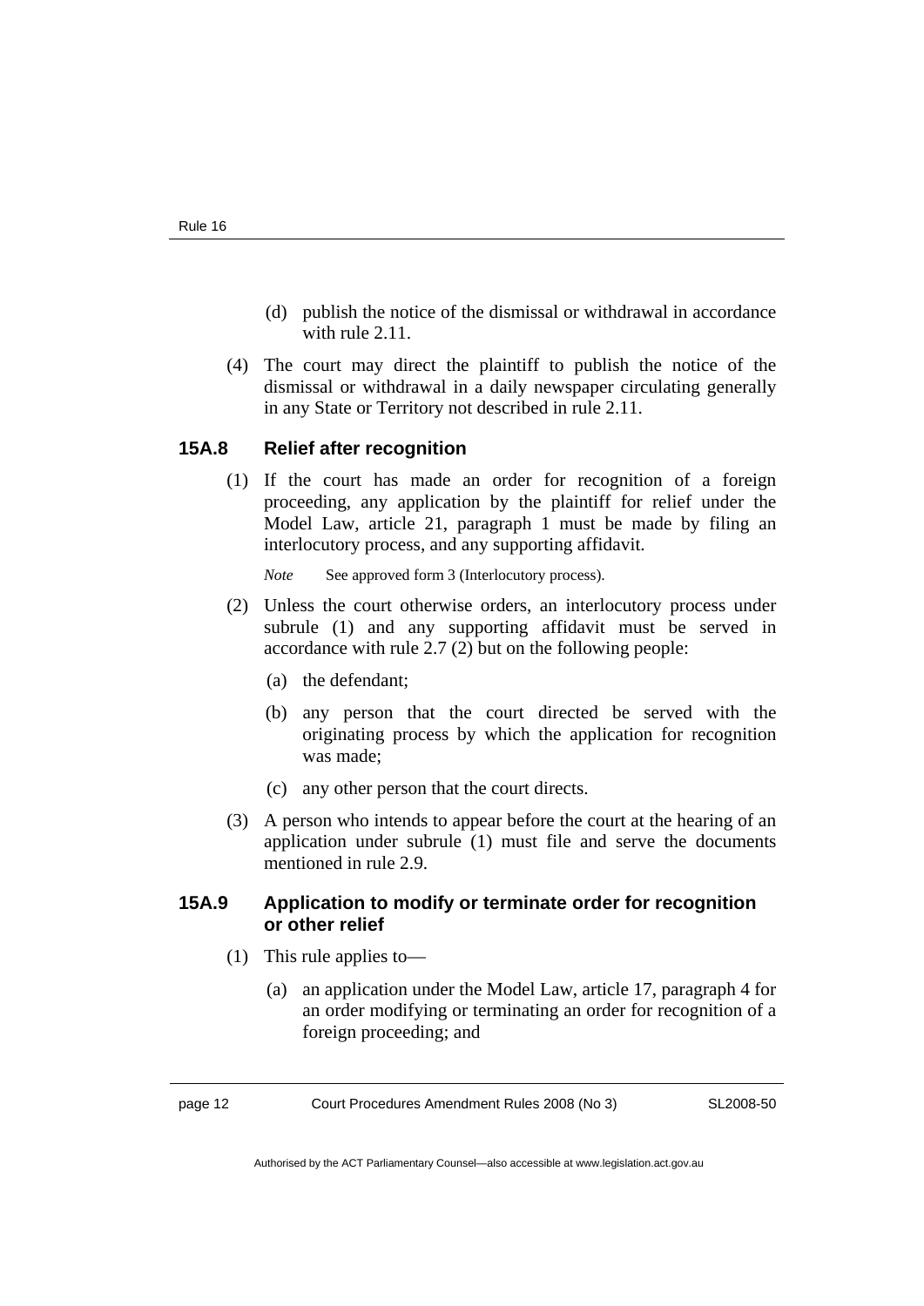(d) publish the notice of the dismissal or withdrawal in accordance with rule 2.11.

(4) The court may direct the plaintiff to publish the notice of the dismissal or withdrawal in a daily newspaper circulating generally in any State or Territory not described in rule 2.11.

### 15A.8 Relief after recognition

(1) If the court has made an order for recognition of a foreign proceeding, any application by the plaintiff for relief under the Model Law, article 21, paragraph 1 must be made by filing an interlocutory process, and any supporting affidavit.

*Note* See approved form 3 (Interlocutory process).

(2) Unless the court otherwise orders, an interlocutory process under subrule (1) and any supporting affidavit must be served in accordance with rule 2.7 (2) but on the following people:

(a) the defendant;

(b) any person that the court directed be served with the originating process by which the application for recognition was made;

(c) any other person that the court directs.

(3) A person who intends to appear before the court at the hearing of an application under subrule (1) must file and serve the documents mentioned in rule 2.9.

### 15A.9 Application to modify or terminate order for recognition or other relief

(1) This rule applies to—

(a) an application under the Model Law, article 17, paragraph 4 for an order modifying or terminating an order for recognition of a foreign proceeding; and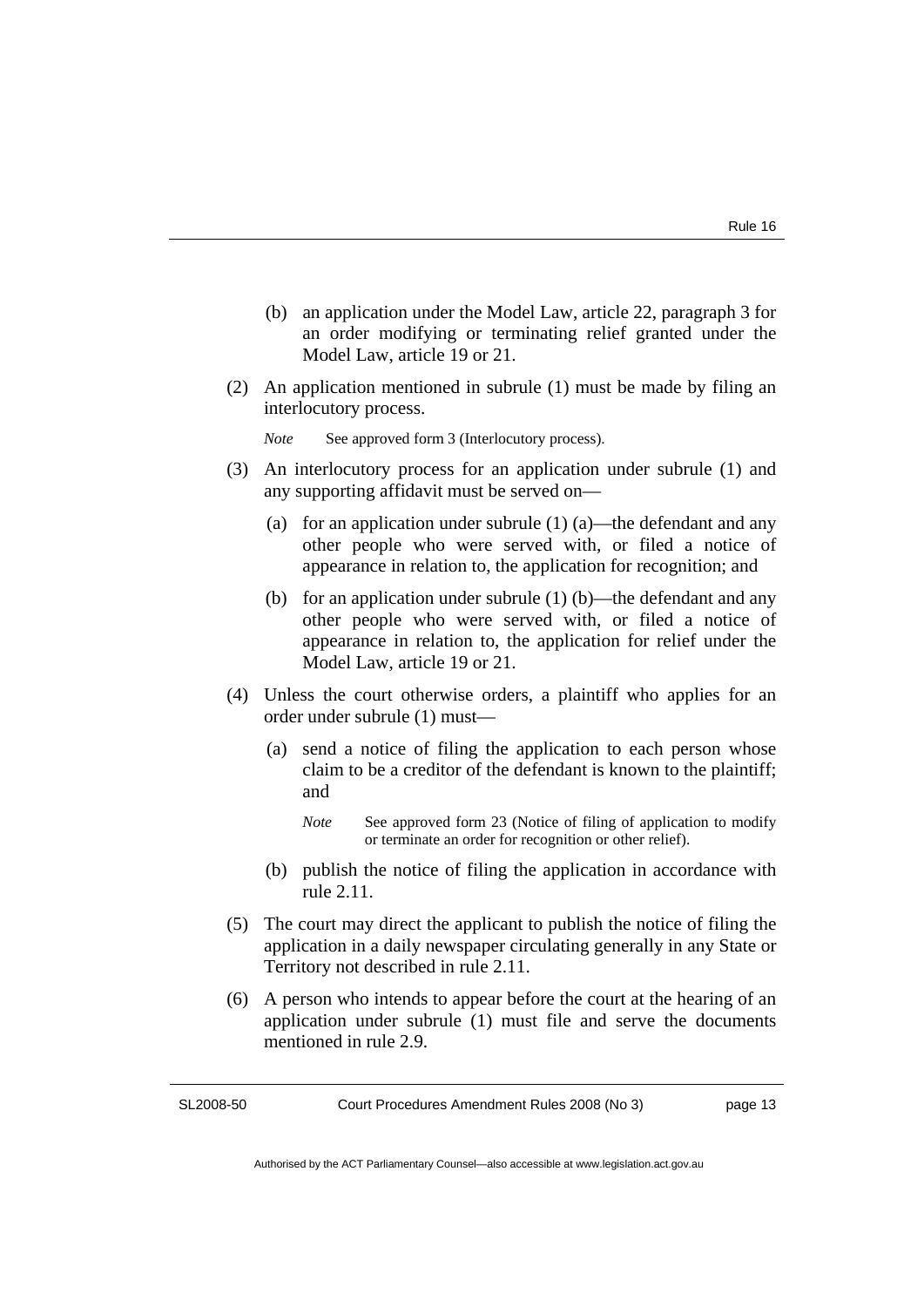(b) an application under the Model Law, article 22, paragraph 3 for an order modifying or terminating relief granted under the Model Law, article 19 or 21.

(2) An application mentioned in subrule (1) must be made by filing an interlocutory process.

*Note* See approved form 3 (Interlocutory process).

(3) An interlocutory process for an application under subrule (1) and any supporting affidavit must be served on—

(a) for an application under subrule (1) (a)—the defendant and any other people who were served with, or filed a notice of appearance in relation to, the application for recognition; and

(b) for an application under subrule (1) (b)—the defendant and any other people who were served with, or filed a notice of appearance in relation to, the application for relief under the Model Law, article 19 or 21.

(4) Unless the court otherwise orders, a plaintiff who applies for an order under subrule (1) must—

(a) send a notice of filing the application to each person whose claim to be a creditor of the defendant is known to the plaintiff; and

*Note* See approved form 23 (Notice of filing of application to modify or terminate an order for recognition or other relief).

(b) publish the notice of filing the application in accordance with rule 2.11.

(5) The court may direct the applicant to publish the notice of filing the application in a daily newspaper circulating generally in any State or Territory not described in rule 2.11.

(6) A person who intends to appear before the court at the hearing of an application under subrule (1) must file and serve the documents mentioned in rule 2.9.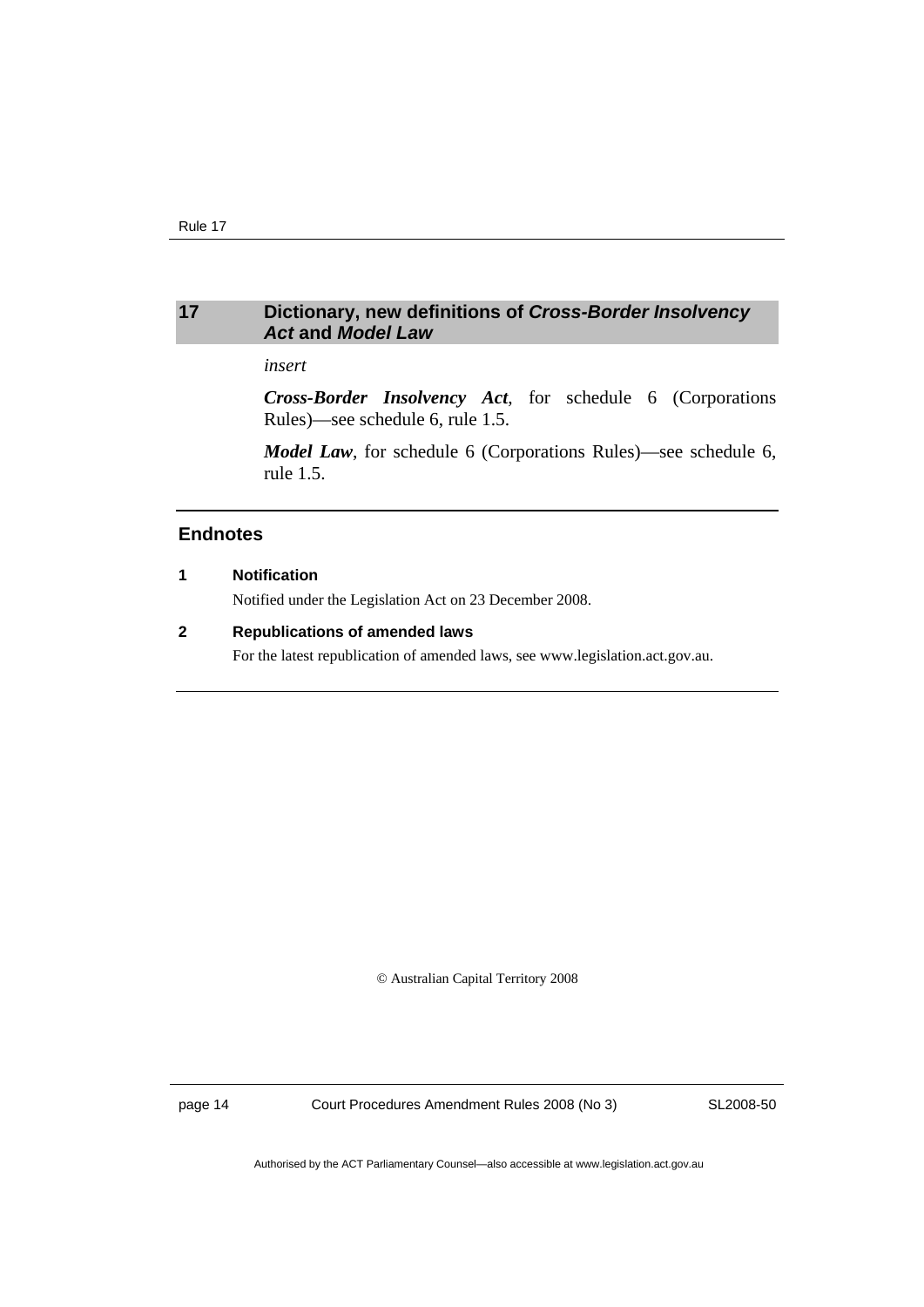## 17 Dictionary, new definitions of *Cross-Border Insolvency Act* and *Model Law*

*insert*

***Cross-Border Insolvency Act***, for schedule 6 (Corporations Rules)—see schedule 6, rule 1.5.

***Model Law***, for schedule 6 (Corporations Rules)—see schedule 6, rule 1.5.

## Endnotes

### 1 Notification

Notified under the Legislation Act on 23 December 2008.

### 2 Republications of amended laws

For the latest republication of amended laws, see www.legislation.act.gov.au.

© Australian Capital Territory 2008